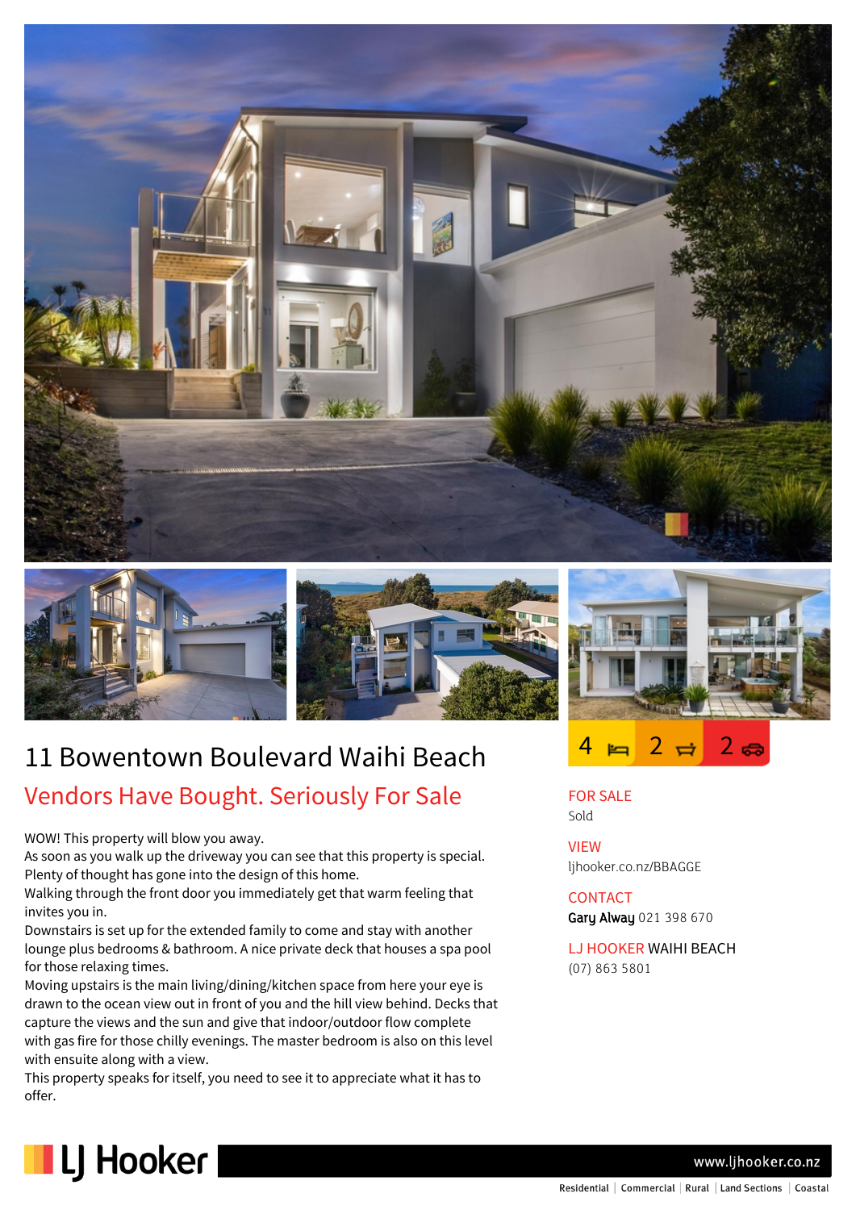# 11 Bowentown Boulevard Waihi Beach

## Vendors Have Bought. Seriously For Sale

4 2 2

WOW! This property will blow you away.
As soon as you walk up the driveway you can see that this property is special.
Plenty of thought has gone into the design of this home.
Walking through the front door you immediately get that warm feeling that invites you in.
Downstairs is set up for the extended family to come and stay with another lounge plus bedrooms & bathroom. A nice private deck that houses a spa pool for those relaxing times.
Moving upstairs is the main living/dining/kitchen space from here your eye is drawn to the ocean view out in front of you and the hill view behind. Decks that capture the views and the sun and give that indoor/outdoor flow complete with gas fire for those chilly evenings. The master bedroom is also on this level with ensuite along with a view.
This property speaks for itself, you need to see it to appreciate what it has to offer.

**FOR SALE**
Sold

**VIEW**
ljhooker.co.nz/BBAGGE

**CONTACT**
**Gary Alway** 021 398 670

**LJ HOOKER** WAIHI BEACH
(07) 863 5801

LJ Hooker

www.ljhooker.co.nz

Residential | Commercial | Rural | Land Sections | Coastal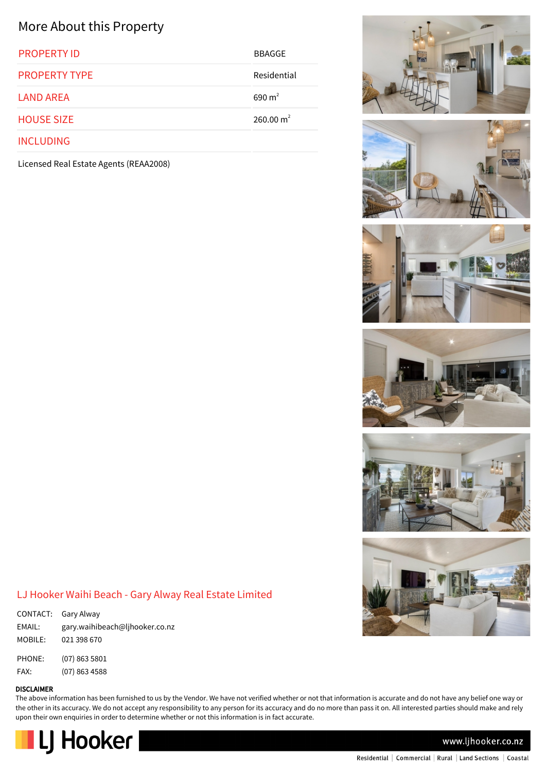## More About this Property

| | |
|---|---|
| PROPERTY ID | BBAGGE |
| PROPERTY TYPE | Residential |
| LAND AREA | 690 $m^2$ |
| HOUSE SIZE | 260.00 $m^2$ |
| INCLUDING | |

Licensed Real Estate Agents (REAA2008)

### LJ Hooker Waihi Beach - Gary Alway Real Estate Limited

CONTACT: Gary Alway
EMAIL: gary.waihibeach@ljhooker.co.nz
MOBILE: 021 398 670

PHONE: (07) 863 5801
FAX: (07) 863 4588

**DISCLAIMER**
The above information has been furnished to us by the Vendor. We have not verified whether or not that information is accurate and do not have any belief one way or the other in its accuracy. We do not accept any responsibility to any person for its accuracy and do no more than pass it on. All interested parties should make and rely upon their own enquiries in order to determine whether or not this information is in fact accurate.

LJ Hooker

www.ljhooker.co.nz

Residential | Commercial | Rural | Land Sections | Coastal